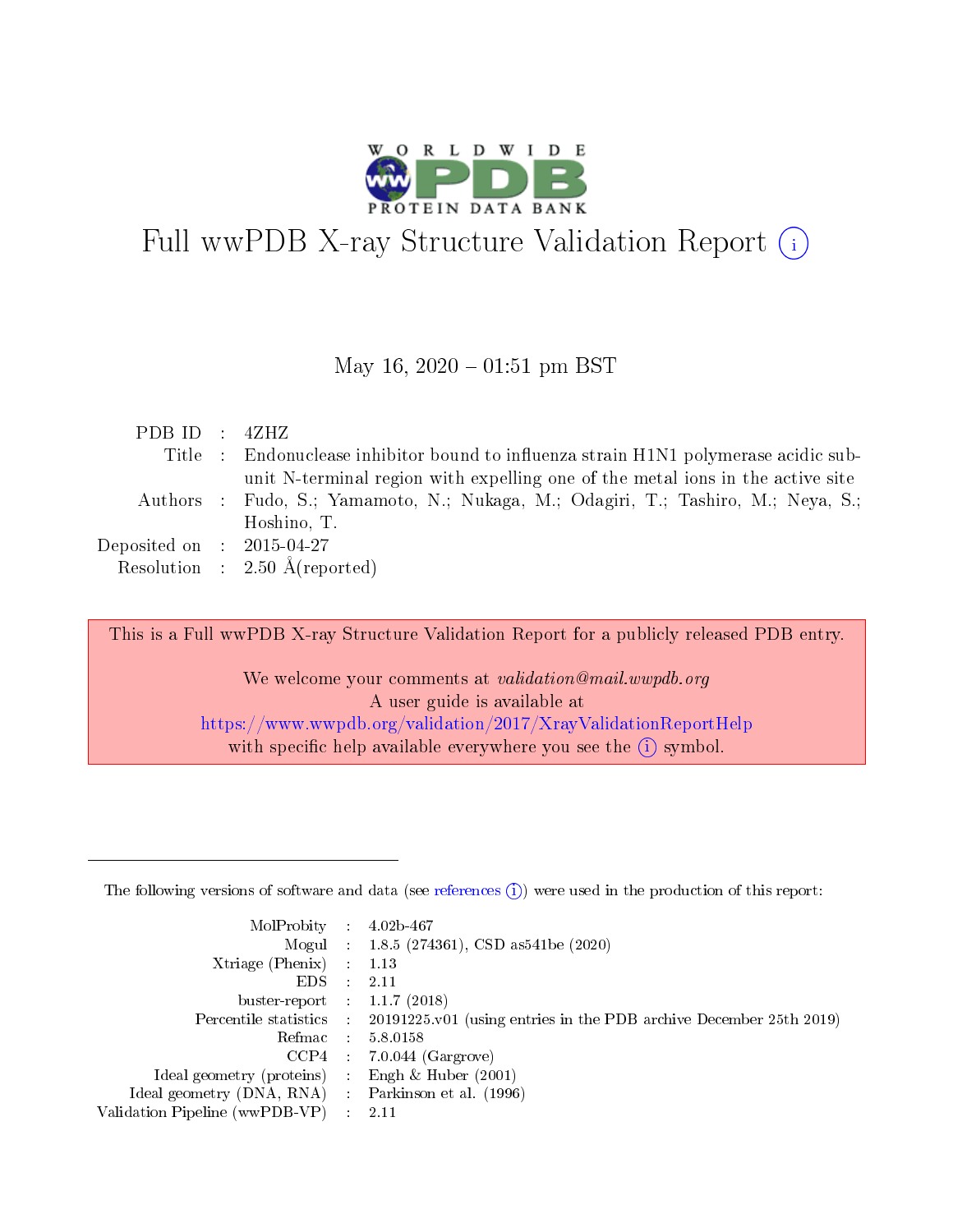# Full wwPDB X-ray Structure Validation Report (i)

May 16, 2020 – 01:51 pm BST

| | | |
|---|---|---|
| PDB ID | : | 4ZHZ |
| Title | : | Endonuclease inhibitor bound to influenza strain H1N1 polymerase acidic subunit N-terminal region with expelling one of the metal ions in the active site |
| Authors | : | Fudo, S.; Yamamoto, N.; Nukaga, M.; Odagiri, T.; Tashiro, M.; Neya, S.; Hoshino, T. |
| Deposited on | : | 2015-04-27 |
| Resolution | : | 2.50 Å(reported) |

This is a Full wwPDB X-ray Structure Validation Report for a publicly released PDB entry.

We welcome your comments at *validation@mail.wwpdb.org*
A user guide is available at
https://www.wwpdb.org/validation/2017/XrayValidationReportHelp
with specific help available everywhere you see the (i) symbol.

The following versions of software and data (see references (i)) were used in the production of this report:

| | | |
|---|---|---|
| MolProbity | : | 4.02b-467 |
| Mogul | : | 1.8.5 (274361), CSD as541be (2020) |
| Xtriage (Phenix) | : | 1.13 |
| EDS | : | 2.11 |
| buster-report | : | 1.1.7 (2018) |
| Percentile statistics | : | 20191225.v01 (using entries in the PDB archive December 25th 2019) |
| Refmac | : | 5.8.0158 |
| CCP4 | : | 7.0.044 (Gargrove) |
| Ideal geometry (proteins) | : | Engh & Huber (2001) |
| Ideal geometry (DNA, RNA) | : | Parkinson et al. (1996) |
| Validation Pipeline (wwPDB-VP) | : | 2.11 |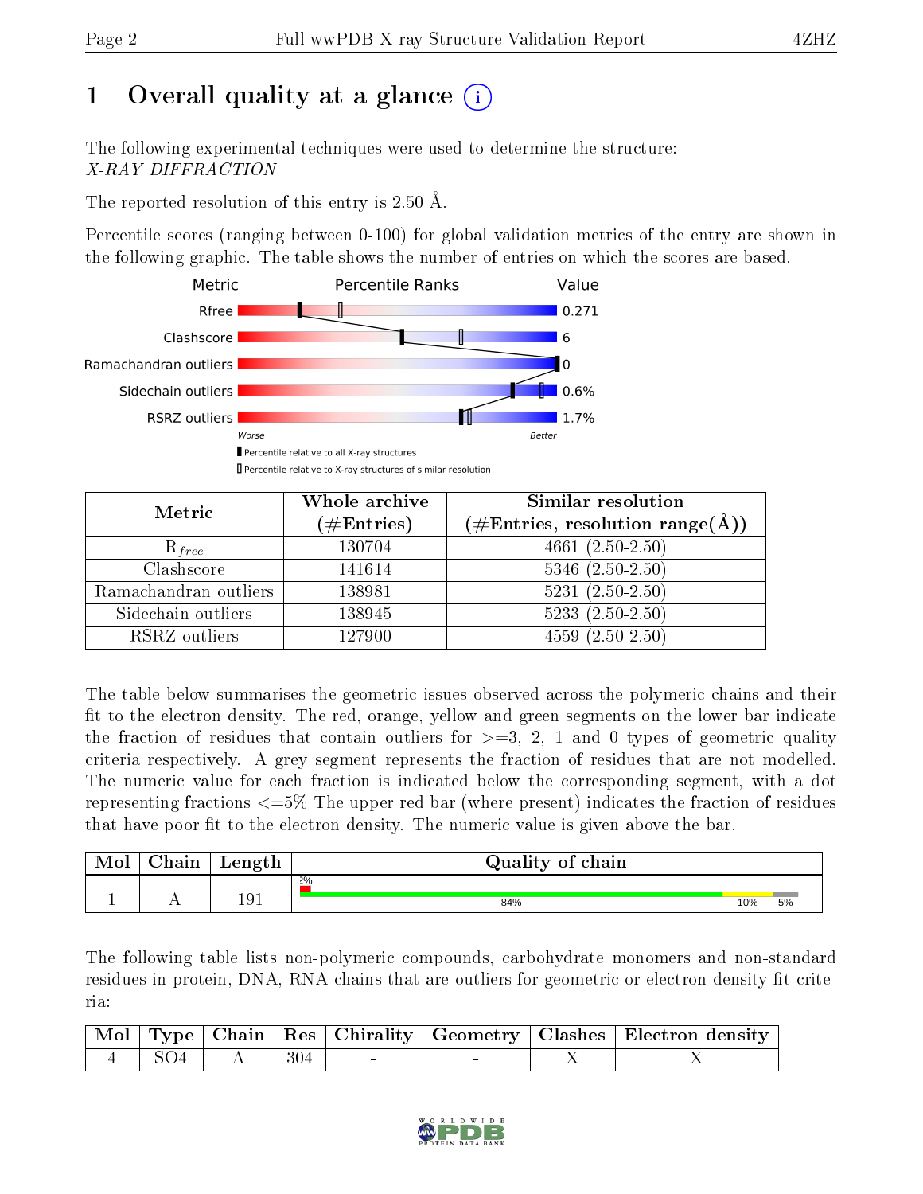# 1 Overall quality at a glance (i)

The following experimental techniques were used to determine the structure: *X-RAY DIFFRACTION*

The reported resolution of this entry is 2.50 Å.

Percentile scores (ranging between 0-100) for global validation metrics of the entry are shown in the following graphic. The table shows the number of entries on which the scores are based.

| Metric | Value |
|---|---|
| Rfree | 0.271 |
| Clashscore | 6 |
| Ramachandran outliers | 0 |
| Sidechain outliers | 0.6% |
| RSRZ outliers | 1.7% |

Worse — Better

▮ Percentile relative to all X-ray structures
▯ Percentile relative to X-ray structures of similar resolution

| Metric | Whole archive (#Entries) | Similar resolution (#Entries, resolution range(Å)) |
|---|---|---|
| $R_{free}$ | 130704 | 4661 (2.50-2.50) |
| Clashscore | 141614 | 5346 (2.50-2.50) |
| Ramachandran outliers | 138981 | 5231 (2.50-2.50) |
| Sidechain outliers | 138945 | 5233 (2.50-2.50) |
| RSRZ outliers | 127900 | 4559 (2.50-2.50) |

The table below summarises the geometric issues observed across the polymeric chains and their fit to the electron density. The red, orange, yellow and green segments on the lower bar indicate the fraction of residues that contain outliers for >=3, 2, 1 and 0 types of geometric quality criteria respectively. A grey segment represents the fraction of residues that are not modelled. The numeric value for each fraction is indicated below the corresponding segment, with a dot representing fractions <=5% The upper red bar (where present) indicates the fraction of residues that have poor fit to the electron density. The numeric value is given above the bar.

| Mol | Chain | Length | Quality of chain |
|---|---|---|---|
| 1 | A | 191 | 2%; 84% / 10% / 5% |

The following table lists non-polymeric compounds, carbohydrate monomers and non-standard residues in protein, DNA, RNA chains that are outliers for geometric or electron-density-fit criteria:

| Mol | Type | Chain | Res | Chirality | Geometry | Clashes | Electron density |
|---|---|---|---|---|---|---|---|
| 4 | SO4 | A | 304 | - | - | X | X |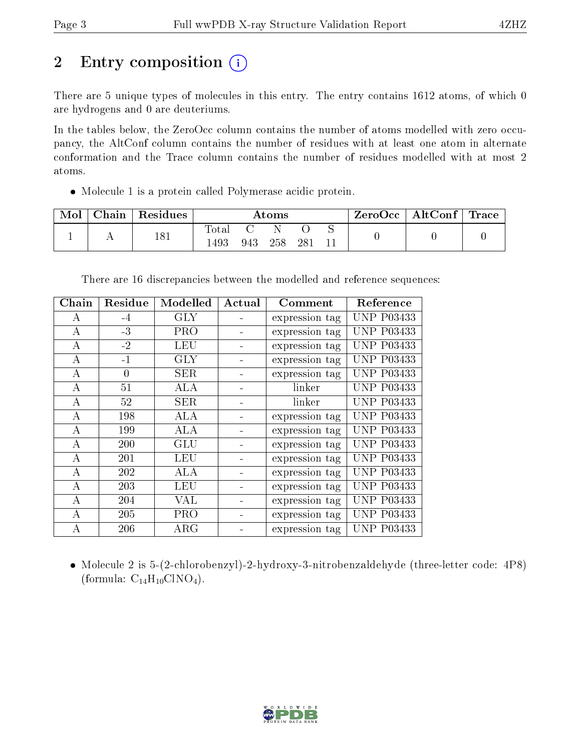# 2 Entry composition

There are 5 unique types of molecules in this entry. The entry contains 1612 atoms, of which 0 are hydrogens and 0 are deuteriums.

In the tables below, the ZeroOcc column contains the number of atoms modelled with zero occupancy, the AltConf column contains the number of residues with at least one atom in alternate conformation and the Trace column contains the number of residues modelled with at most 2 atoms.

- Molecule 1 is a protein called Polymerase acidic protein.

| Mol | Chain | Residues | Atoms | | | | | ZeroOcc | AltConf | Trace |
|---|---|---|---|---|---|---|---|---|---|---|
| 1 | A | 181 | Total<br>1493 | C<br>943 | N<br>258 | O<br>281 | S<br>11 | 0 | 0 | 0 |

There are 16 discrepancies between the modelled and reference sequences:

| Chain | Residue | Modelled | Actual | Comment | Reference |
|---|---|---|---|---|---|
| A | -4 | GLY | - | expression tag | UNP P03433 |
| A | -3 | PRO | - | expression tag | UNP P03433 |
| A | -2 | LEU | - | expression tag | UNP P03433 |
| A | -1 | GLY | - | expression tag | UNP P03433 |
| A | 0 | SER | - | expression tag | UNP P03433 |
| A | 51 | ALA | - | linker | UNP P03433 |
| A | 52 | SER | - | linker | UNP P03433 |
| A | 198 | ALA | - | expression tag | UNP P03433 |
| A | 199 | ALA | - | expression tag | UNP P03433 |
| A | 200 | GLU | - | expression tag | UNP P03433 |
| A | 201 | LEU | - | expression tag | UNP P03433 |
| A | 202 | ALA | - | expression tag | UNP P03433 |
| A | 203 | LEU | - | expression tag | UNP P03433 |
| A | 204 | VAL | - | expression tag | UNP P03433 |
| A | 205 | PRO | - | expression tag | UNP P03433 |
| A | 206 | ARG | - | expression tag | UNP P03433 |

- Molecule 2 is 5-(2-chlorobenzyl)-2-hydroxy-3-nitrobenzaldehyde (three-letter code: 4P8) (formula: $C_{14}H_{10}ClNO_4$).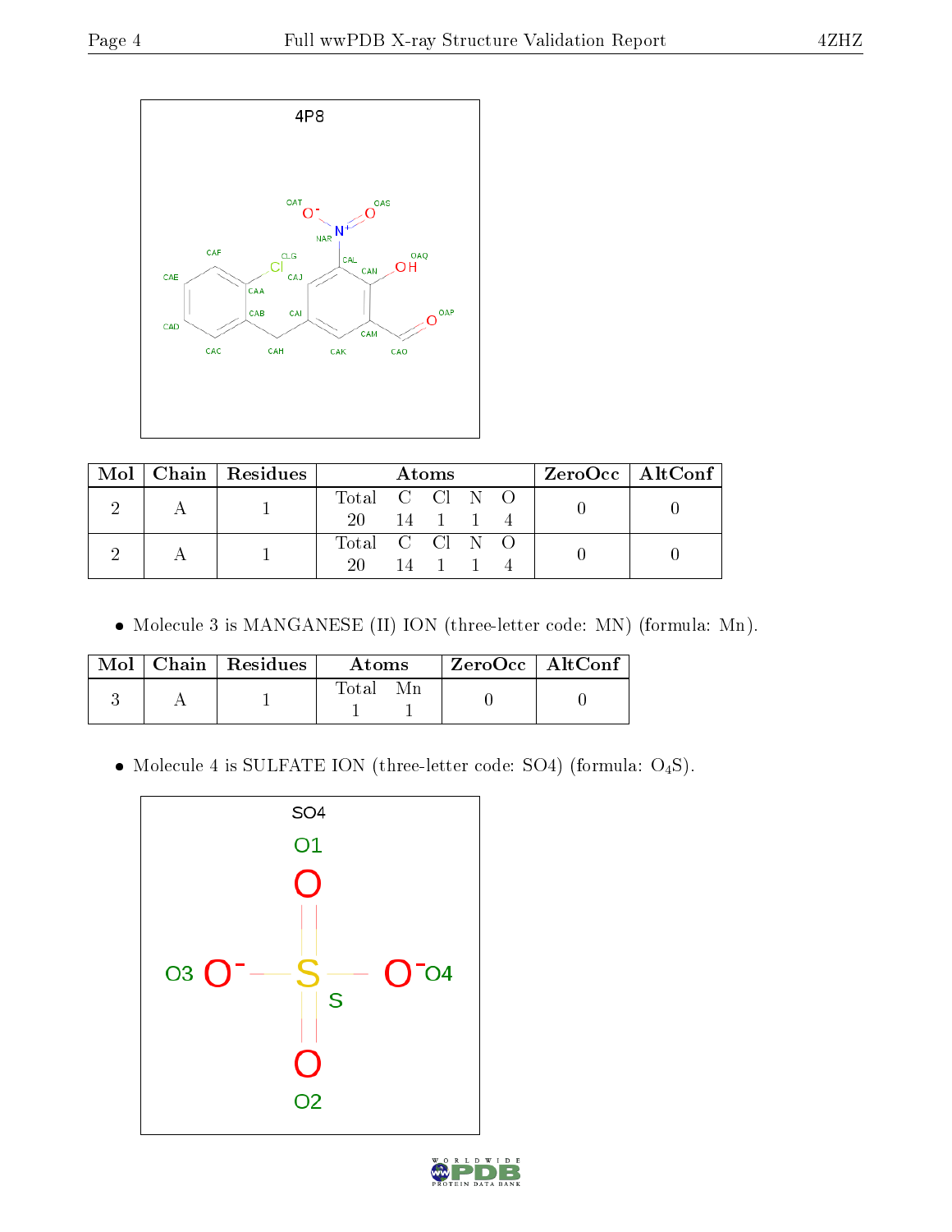| Mol | Chain | Residues | Atoms | | | | | ZeroOcc | AltConf |
|---|---|---|---|---|---|---|---|---|---|
| | | | Total | C | Cl | N | O | | |
| 2 | A | 1 | 20 | 14 | 1 | 1 | 4 | 0 | 0 |
| 2 | A | 1 | 20 | 14 | 1 | 1 | 4 | 0 | 0 |

- Molecule 3 is MANGANESE (II) ION (three-letter code: MN) (formula: Mn).

| Mol | Chain | Residues | Atoms | | ZeroOcc | AltConf |
|---|---|---|---|---|---|---|
| | | | Total | Mn | | |
| 3 | A | 1 | 1 | 1 | 0 | 0 |

- Molecule 4 is SULFATE ION (three-letter code: SO4) (formula: $O_4S$).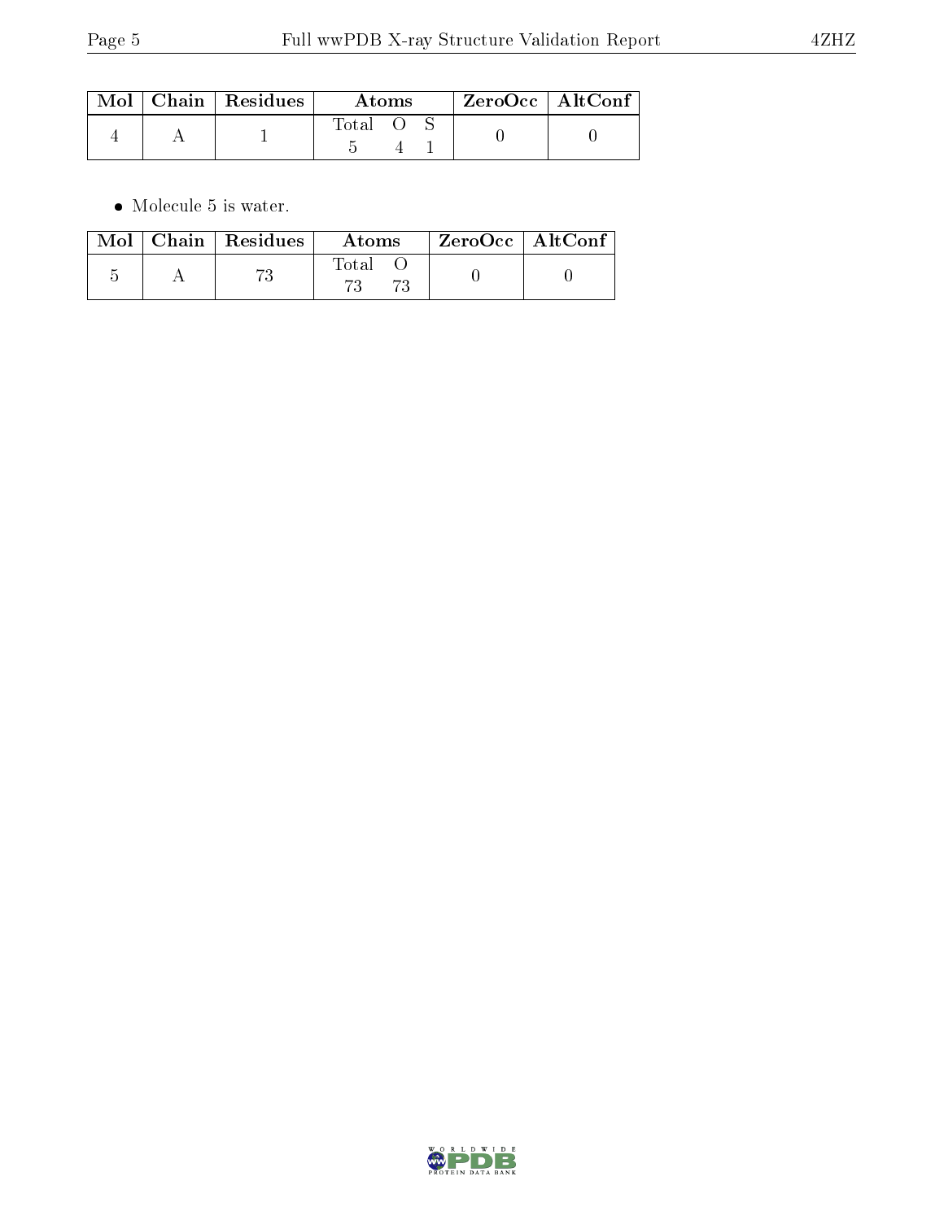| Mol | Chain | Residues | Atoms | | | ZeroOcc | AltConf |
|---|---|---|---|---|---|---|---|
| | | | Total | O | S | | |
| 4 | A | 1 | 5 | 4 | 1 | 0 | 0 |

- Molecule 5 is water.

| Mol | Chain | Residues | Atoms | | ZeroOcc | AltConf |
|---|---|---|---|---|---|---|
| | | | Total | O | | |
| 5 | A | 73 | 73 | 73 | 0 | 0 |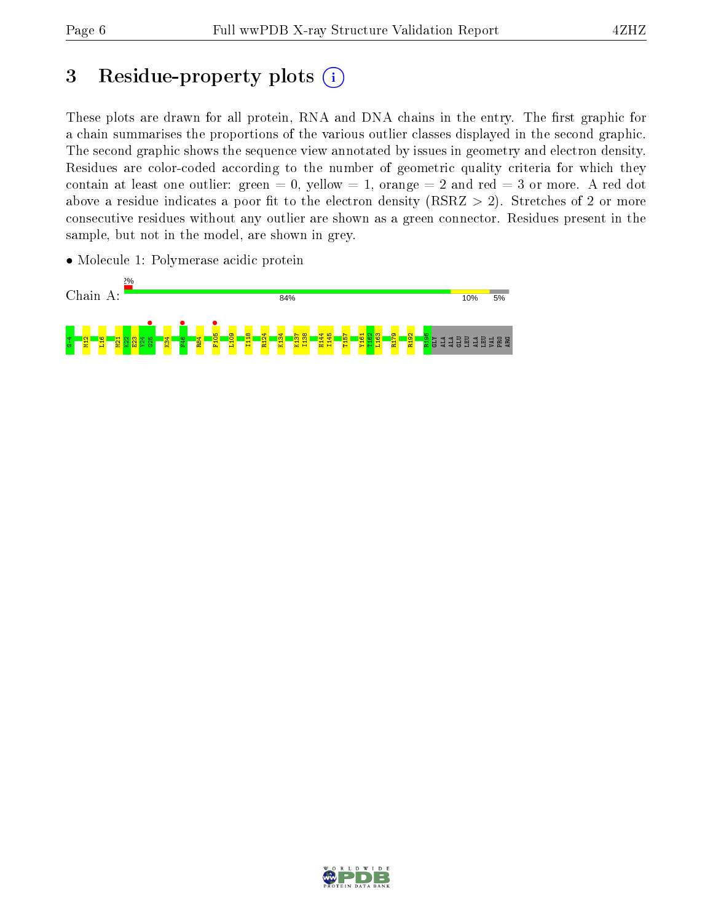# 3 Residue-property plots

These plots are drawn for all protein, RNA and DNA chains in the entry. The first graphic for a chain summarises the proportions of the various outlier classes displayed in the second graphic. The second graphic shows the sequence view annotated by issues in geometry and electron density. Residues are color-coded according to the number of geometric quality criteria for which they contain at least one outlier: green = 0, yellow = 1, orange = 2 and red = 3 or more. A red dot above a residue indicates a poor fit to the electron density (RSRZ > 2). Stretches of 2 or more consecutive residues without any outlier are shown as a green connector. Residues present in the sample, but not in the model, are shown in grey.

- Molecule 1: Polymerase acidic protein

Chain A: 2% 84% 10% 5%

G-4 M12 L16 M21 K22 E23 Y24 G25 K34 F46 R84 F105 L109 I118 R124 K134 K137 I138 H144 I145 T157 Y161 T162 L163 R179 R192 R196 GLY ALA ALA GLU LEU ALA LEU VAL PRO ARG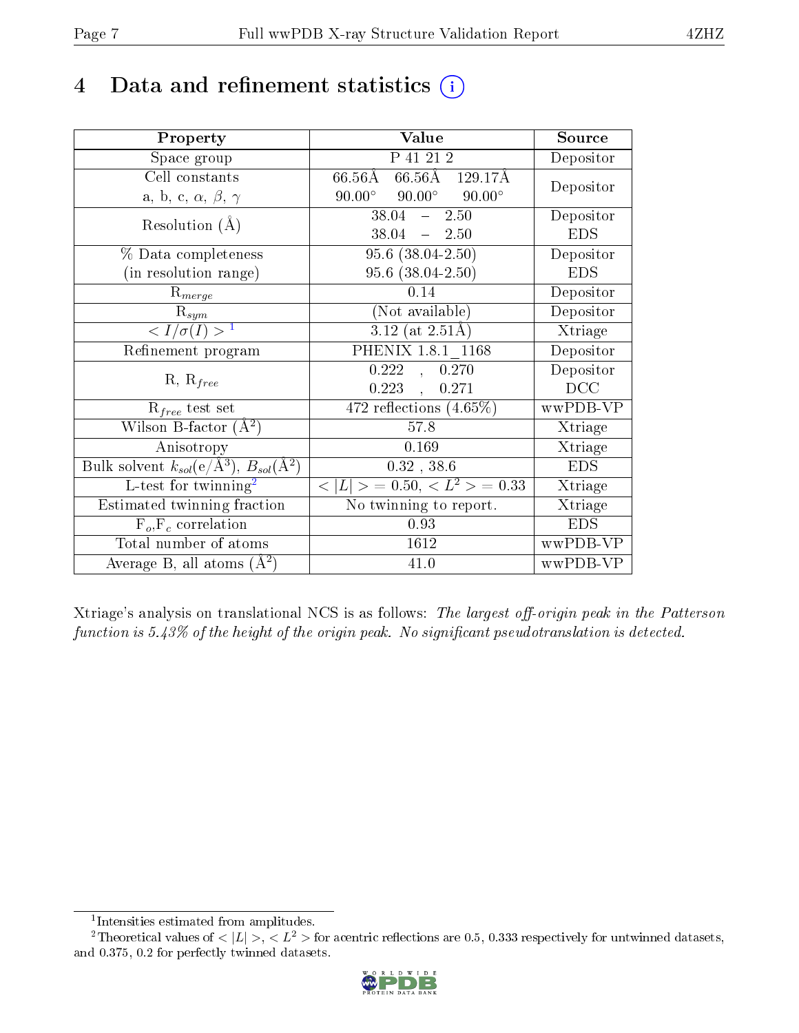# 4 Data and refinement statistics (i)

| Property | Value | Source |
|---|---|---|
| Space group | P 41 21 2 | Depositor |
| Cell constants<br>a, b, c, $\alpha$, $\beta$, $\gamma$ | 66.56Å 66.56Å 129.17Å<br>90.00° 90.00° 90.00° | Depositor |
| Resolution (Å) | 38.04 – 2.50<br>38.04 – 2.50 | Depositor<br>EDS |
| % Data completeness<br>(in resolution range) | 95.6 (38.04-2.50)<br>95.6 (38.04-2.50) | Depositor<br>EDS |
| $R_{merge}$ | 0.14 | Depositor |
| $R_{sym}$ | (Not available) | Depositor |
| $< I/\sigma(I) >$ [1] | 3.12 (at 2.51Å) | Xtriage |
| Refinement program | PHENIX 1.8.1_1168 | Depositor |
| R, $R_{free}$ | 0.222 , 0.270<br>0.223 , 0.271 | Depositor<br>DCC |
| $R_{free}$ test set | 472 reflections (4.65%) | wwPDB-VP |
| Wilson B-factor (Å$^2$) | 57.8 | Xtriage |
| Anisotropy | 0.169 | Xtriage |
| Bulk solvent $k_{sol}$(e/Å$^3$), $B_{sol}$(Å$^2$) | 0.32 , 38.6 | EDS |
| L-test for twinning[2] | $< \|L\| >$ = 0.50, $< L^2 >$ = 0.33 | Xtriage |
| Estimated twinning fraction | No twinning to report. | Xtriage |
| $F_o$,$F_c$ correlation | 0.93 | EDS |
| Total number of atoms | 1612 | wwPDB-VP |
| Average B, all atoms (Å$^2$) | 41.0 | wwPDB-VP |

Xtriage's analysis on translational NCS is as follows: *The largest off-origin peak in the Patterson function is 5.43% of the height of the origin peak. No significant pseudotranslation is detected.*

[1] Intensities estimated from amplitudes.

[2] Theoretical values of $< |L| >$, $< L^2 >$ for acentric reflections are 0.5, 0.333 respectively for untwinned datasets, and 0.375, 0.2 for perfectly twinned datasets.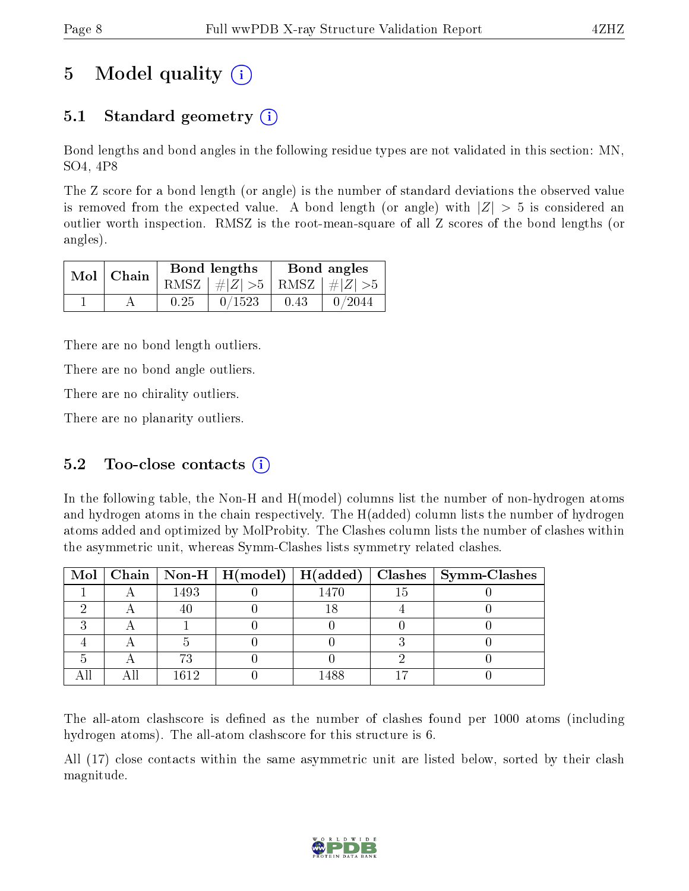# 5 Model quality (i)

## 5.1 Standard geometry (i)

Bond lengths and bond angles in the following residue types are not validated in this section: MN, SO4, 4P8

The Z score for a bond length (or angle) is the number of standard deviations the observed value is removed from the expected value. A bond length (or angle) with $|Z| > 5$ is considered an outlier worth inspection. RMSZ is the root-mean-square of all Z scores of the bond lengths (or angles).

| Mol | Chain | Bond lengths | | Bond angles | |
|---|---|---|---|---|---|
| | | RMSZ | $\#\|Z\| > 5$ | RMSZ | $\#\|Z\| > 5$ |
| 1 | A | 0.25 | 0/1523 | 0.43 | 0/2044 |

There are no bond length outliers.

There are no bond angle outliers.

There are no chirality outliers.

There are no planarity outliers.

## 5.2 Too-close contacts (i)

In the following table, the Non-H and H(model) columns list the number of non-hydrogen atoms and hydrogen atoms in the chain respectively. The H(added) column lists the number of hydrogen atoms added and optimized by MolProbity. The Clashes column lists the number of clashes within the asymmetric unit, whereas Symm-Clashes lists symmetry related clashes.

| Mol | Chain | Non-H | H(model) | H(added) | Clashes | Symm-Clashes |
|---|---|---|---|---|---|---|
| 1 | A | 1493 | 0 | 1470 | 15 | 0 |
| 2 | A | 40 | 0 | 18 | 4 | 0 |
| 3 | A | 1 | 0 | 0 | 0 | 0 |
| 4 | A | 5 | 0 | 0 | 3 | 0 |
| 5 | A | 73 | 0 | 0 | 2 | 0 |
| All | All | 1612 | 0 | 1488 | 17 | 0 |

The all-atom clashscore is defined as the number of clashes found per 1000 atoms (including hydrogen atoms). The all-atom clashscore for this structure is 6.

All (17) close contacts within the same asymmetric unit are listed below, sorted by their clash magnitude.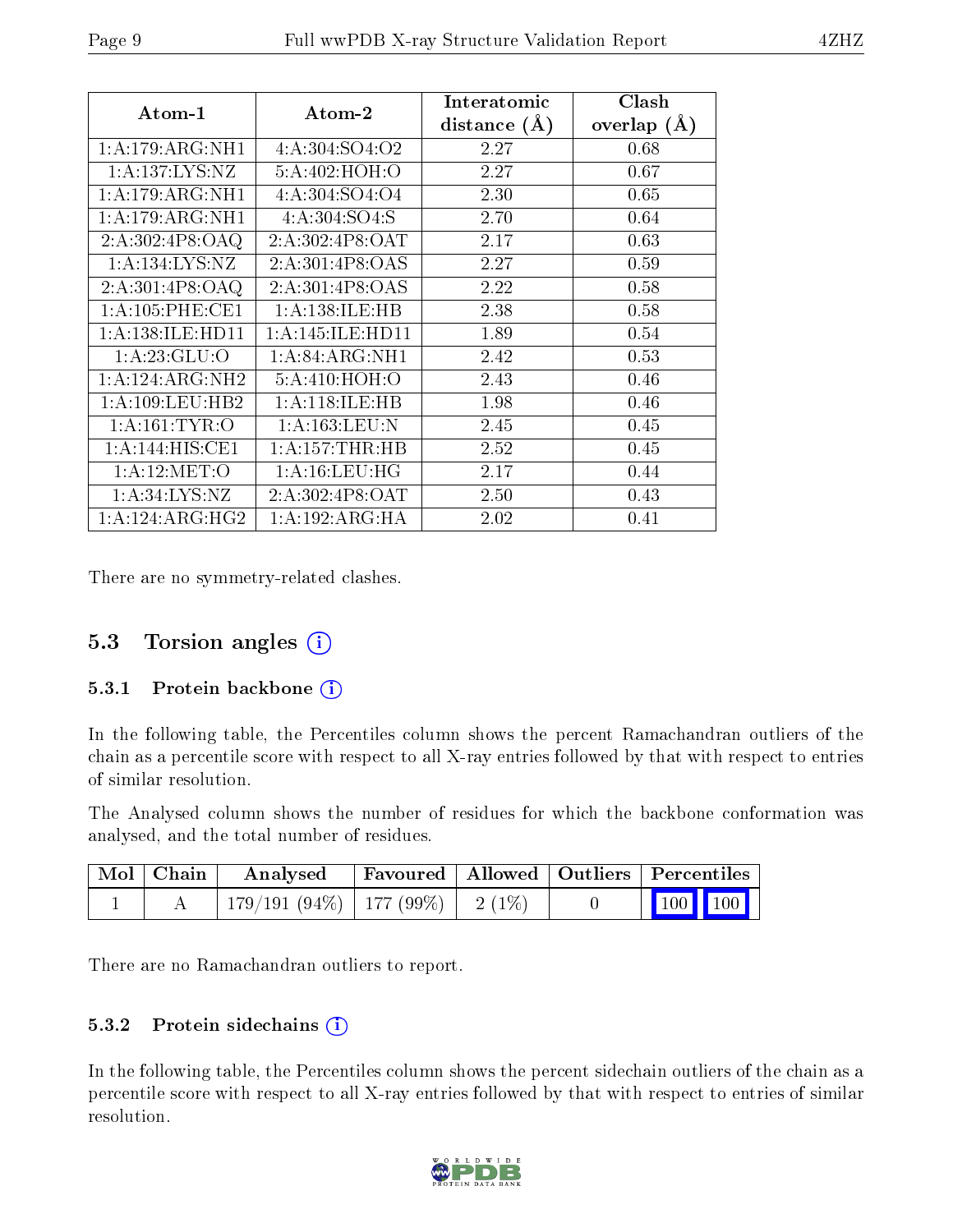| Atom-1 | Atom-2 | Interatomic distance (Å) | Clash overlap (Å) |
|---|---|---|---|
| 1:A:179:ARG:NH1 | 4:A:304:SO4:O2 | 2.27 | 0.68 |
| 1:A:137:LYS:NZ | 5:A:402:HOH:O | 2.27 | 0.67 |
| 1:A:179:ARG:NH1 | 4:A:304:SO4:O4 | 2.30 | 0.65 |
| 1:A:179:ARG:NH1 | 4:A:304:SO4:S | 2.70 | 0.64 |
| 2:A:302:4P8:OAQ | 2:A:302:4P8:OAT | 2.17 | 0.63 |
| 1:A:134:LYS:NZ | 2:A:301:4P8:OAS | 2.27 | 0.59 |
| 2:A:301:4P8:OAQ | 2:A:301:4P8:OAS | 2.22 | 0.58 |
| 1:A:105:PHE:CE1 | 1:A:138:ILE:HB | 2.38 | 0.58 |
| 1:A:138:ILE:HD11 | 1:A:145:ILE:HD11 | 1.89 | 0.54 |
| 1:A:23:GLU:O | 1:A:84:ARG:NH1 | 2.42 | 0.53 |
| 1:A:124:ARG:NH2 | 5:A:410:HOH:O | 2.43 | 0.46 |
| 1:A:109:LEU:HB2 | 1:A:118:ILE:HB | 1.98 | 0.46 |
| 1:A:161:TYR:O | 1:A:163:LEU:N | 2.45 | 0.45 |
| 1:A:144:HIS:CE1 | 1:A:157:THR:HB | 2.52 | 0.45 |
| 1:A:12:MET:O | 1:A:16:LEU:HG | 2.17 | 0.44 |
| 1:A:34:LYS:NZ | 2:A:302:4P8:OAT | 2.50 | 0.43 |
| 1:A:124:ARG:HG2 | 1:A:192:ARG:HA | 2.02 | 0.41 |

There are no symmetry-related clashes.

## 5.3 Torsion angles

### 5.3.1 Protein backbone

In the following table, the Percentiles column shows the percent Ramachandran outliers of the chain as a percentile score with respect to all X-ray entries followed by that with respect to entries of similar resolution.

The Analysed column shows the number of residues for which the backbone conformation was analysed, and the total number of residues.

| Mol | Chain | Analysed | Favoured | Allowed | Outliers | Percentiles | |
|---|---|---|---|---|---|---|---|
| 1 | A | 179/191 (94%) | 177 (99%) | 2 (1%) | 0 | 100 | 100 |

There are no Ramachandran outliers to report.

### 5.3.2 Protein sidechains

In the following table, the Percentiles column shows the percent sidechain outliers of the chain as a percentile score with respect to all X-ray entries followed by that with respect to entries of similar resolution.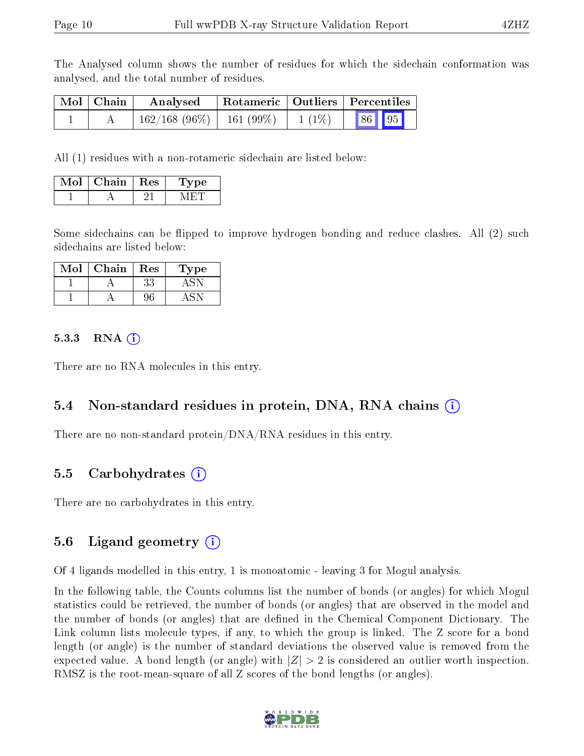The Analysed column shows the number of residues for which the sidechain conformation was analysed, and the total number of residues.

| Mol | Chain | Analysed | Rotameric | Outliers | Percentiles | |
|---|---|---|---|---|---|---|
| 1 | A | 162/168 (96%) | 161 (99%) | 1 (1%) | 86 | 95 |

All (1) residues with a non-rotameric sidechain are listed below:

| Mol | Chain | Res | Type |
|---|---|---|---|
| 1 | A | 21 | MET |

Some sidechains can be flipped to improve hydrogen bonding and reduce clashes. All (2) such sidechains are listed below:

| Mol | Chain | Res | Type |
|---|---|---|---|
| 1 | A | 33 | ASN |
| 1 | A | 96 | ASN |

### 5.3.3 RNA

There are no RNA molecules in this entry.

## 5.4 Non-standard residues in protein, DNA, RNA chains

There are no non-standard protein/DNA/RNA residues in this entry.

## 5.5 Carbohydrates

There are no carbohydrates in this entry.

## 5.6 Ligand geometry

Of 4 ligands modelled in this entry, 1 is monoatomic - leaving 3 for Mogul analysis.

In the following table, the Counts columns list the number of bonds (or angles) for which Mogul statistics could be retrieved, the number of bonds (or angles) that are observed in the model and the number of bonds (or angles) that are defined in the Chemical Component Dictionary. The Link column lists molecule types, if any, to which the group is linked. The Z score for a bond length (or angle) is the number of standard deviations the observed value is removed from the expected value. A bond length (or angle) with $|Z| > 2$ is considered an outlier worth inspection. RMSZ is the root-mean-square of all Z scores of the bond lengths (or angles).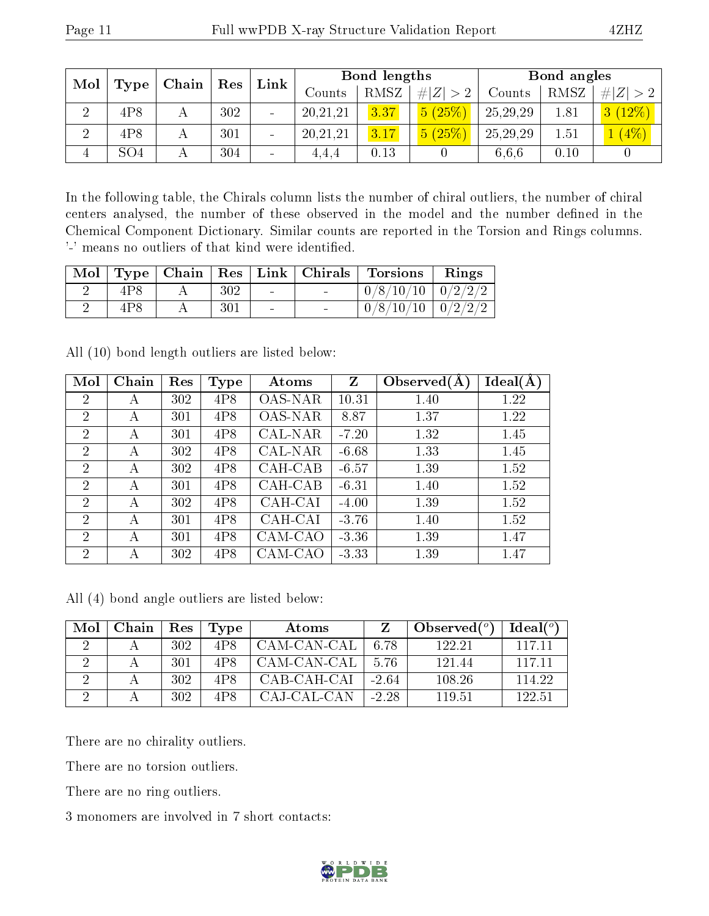| Mol | Type | Chain | Res | Link | Bond lengths | | | Bond angles | | |
|---|---|---|---|---|---|---|---|---|---|---|
| | | | | | Counts | RMSZ | #\|Z\| > 2 | Counts | RMSZ | #\|Z\| > 2 |
| 2 | 4P8 | A | 302 | - | 20,21,21 | 3.37 | 5 (25%) | 25,29,29 | 1.81 | 3 (12%) |
| 2 | 4P8 | A | 301 | - | 20,21,21 | 3.17 | 5 (25%) | 25,29,29 | 1.51 | 1 (4%) |
| 4 | SO4 | A | 304 | - | 4,4,4 | 0.13 | 0 | 6,6,6 | 0.10 | 0 |

In the following table, the Chirals column lists the number of chiral outliers, the number of chiral centers analysed, the number of these observed in the model and the number defined in the Chemical Component Dictionary. Similar counts are reported in the Torsion and Rings columns. '-' means no outliers of that kind were identified.

| Mol | Type | Chain | Res | Link | Chirals | Torsions | Rings |
|---|---|---|---|---|---|---|---|
| 2 | 4P8 | A | 302 | - | - | 0/8/10/10 | 0/2/2/2 |
| 2 | 4P8 | A | 301 | - | - | 0/8/10/10 | 0/2/2/2 |

All (10) bond length outliers are listed below:

| Mol | Chain | Res | Type | Atoms | Z | Observed(Å) | Ideal(Å) |
|---|---|---|---|---|---|---|---|
| 2 | A | 302 | 4P8 | OAS-NAR | 10.31 | 1.40 | 1.22 |
| 2 | A | 301 | 4P8 | OAS-NAR | 8.87 | 1.37 | 1.22 |
| 2 | A | 301 | 4P8 | CAL-NAR | -7.20 | 1.32 | 1.45 |
| 2 | A | 302 | 4P8 | CAL-NAR | -6.68 | 1.33 | 1.45 |
| 2 | A | 302 | 4P8 | CAH-CAB | -6.57 | 1.39 | 1.52 |
| 2 | A | 301 | 4P8 | CAH-CAB | -6.31 | 1.40 | 1.52 |
| 2 | A | 302 | 4P8 | CAH-CAI | -4.00 | 1.39 | 1.52 |
| 2 | A | 301 | 4P8 | CAH-CAI | -3.76 | 1.40 | 1.52 |
| 2 | A | 301 | 4P8 | CAM-CAO | -3.36 | 1.39 | 1.47 |
| 2 | A | 302 | 4P8 | CAM-CAO | -3.33 | 1.39 | 1.47 |

All (4) bond angle outliers are listed below:

| Mol | Chain | Res | Type | Atoms | Z | Observed(°) | Ideal(°) |
|---|---|---|---|---|---|---|---|
| 2 | A | 302 | 4P8 | CAM-CAN-CAL | 6.78 | 122.21 | 117.11 |
| 2 | A | 301 | 4P8 | CAM-CAN-CAL | 5.76 | 121.44 | 117.11 |
| 2 | A | 302 | 4P8 | CAB-CAH-CAI | -2.64 | 108.26 | 114.22 |
| 2 | A | 302 | 4P8 | CAJ-CAL-CAN | -2.28 | 119.51 | 122.51 |

There are no chirality outliers.

There are no torsion outliers.

There are no ring outliers.

3 monomers are involved in 7 short contacts: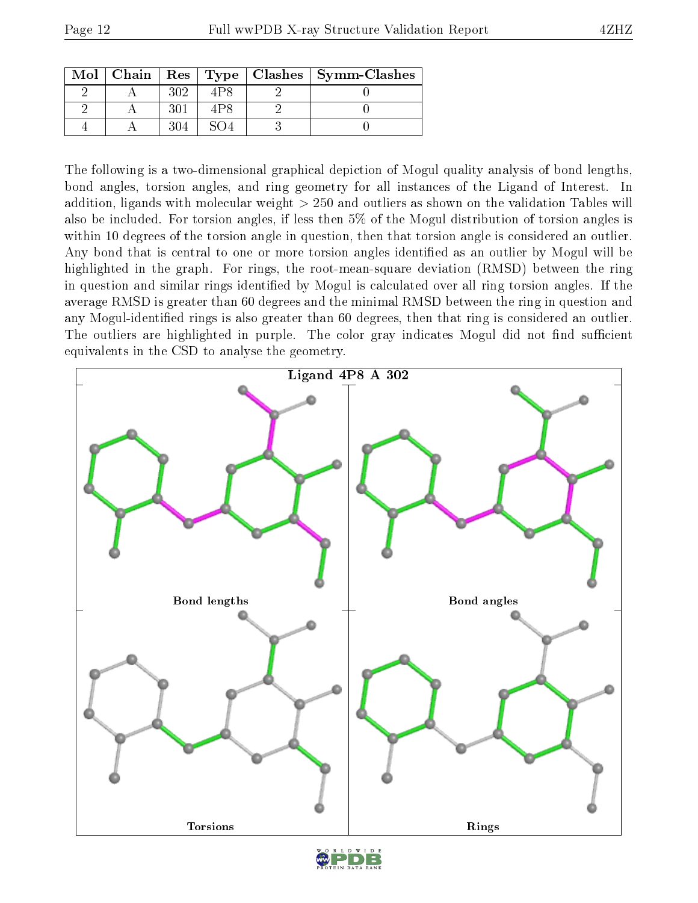| Mol | Chain | Res | Type | Clashes | Symm-Clashes |
|---|---|---|---|---|---|
| 2 | A | 302 | 4P8 | 2 | 0 |
| 2 | A | 301 | 4P8 | 2 | 0 |
| 4 | A | 304 | SO4 | 3 | 0 |

The following is a two-dimensional graphical depiction of Mogul quality analysis of bond lengths, bond angles, torsion angles, and ring geometry for all instances of the Ligand of Interest. In addition, ligands with molecular weight > 250 and outliers as shown on the validation Tables will also be included. For torsion angles, if less then 5% of the Mogul distribution of torsion angles is within 10 degrees of the torsion angle in question, then that torsion angle is considered an outlier. Any bond that is central to one or more torsion angles identified as an outlier by Mogul will be highlighted in the graph. For rings, the root-mean-square deviation (RMSD) between the ring in question and similar rings identified by Mogul is calculated over all ring torsion angles. If the average RMSD is greater than 60 degrees and the minimal RMSD between the ring in question and any Mogul-identified rings is also greater than 60 degrees, then that ring is considered an outlier. The outliers are highlighted in purple. The color gray indicates Mogul did not find sufficient equivalents in the CSD to analyse the geometry.

Ligand 4P8 A 302

Bond lengths

Bond angles

Torsions

Rings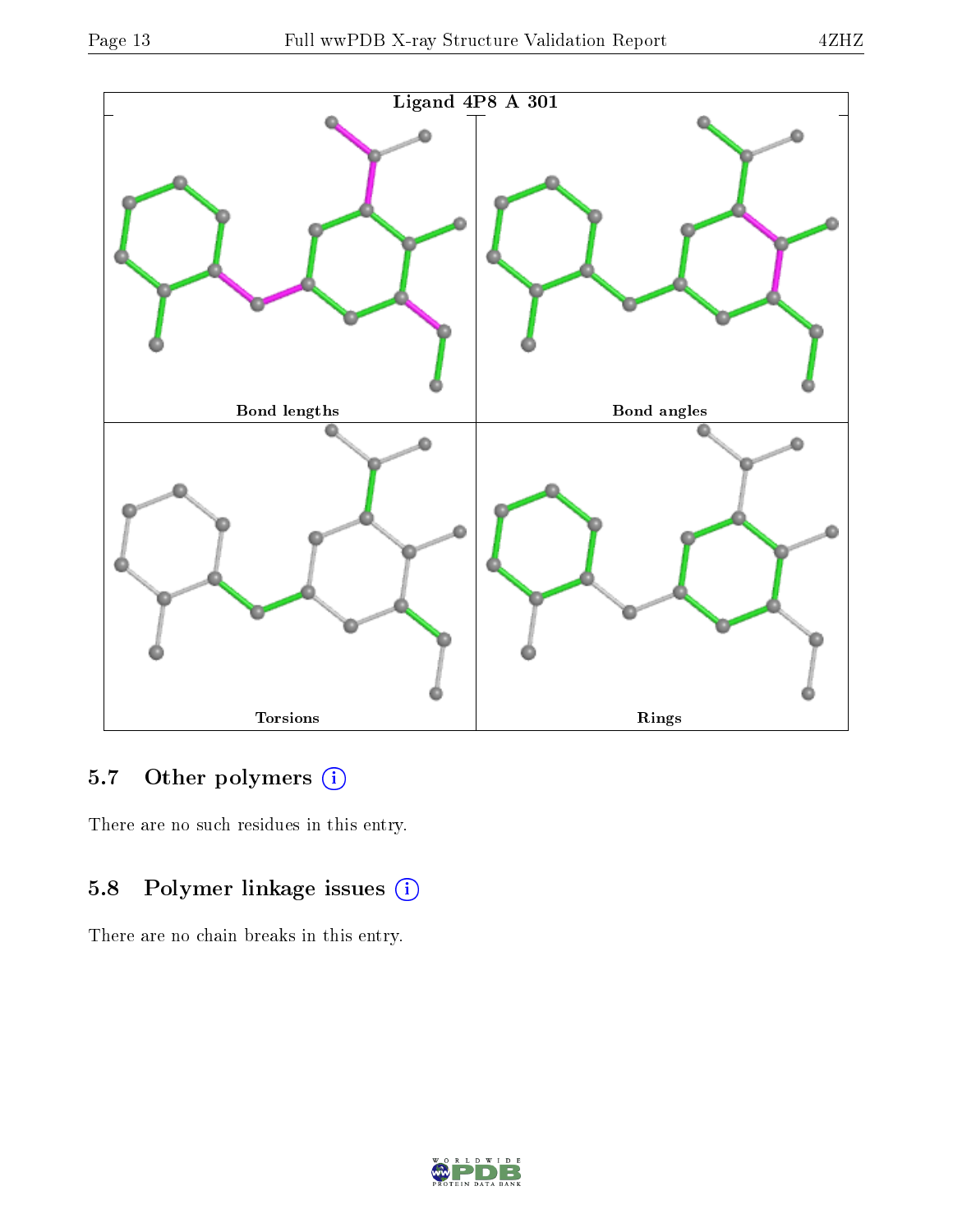Ligand 4P8 A 301

Bond lengths | Bond angles | Torsions | Rings

## 5.7 Other polymers

There are no such residues in this entry.

## 5.8 Polymer linkage issues

There are no chain breaks in this entry.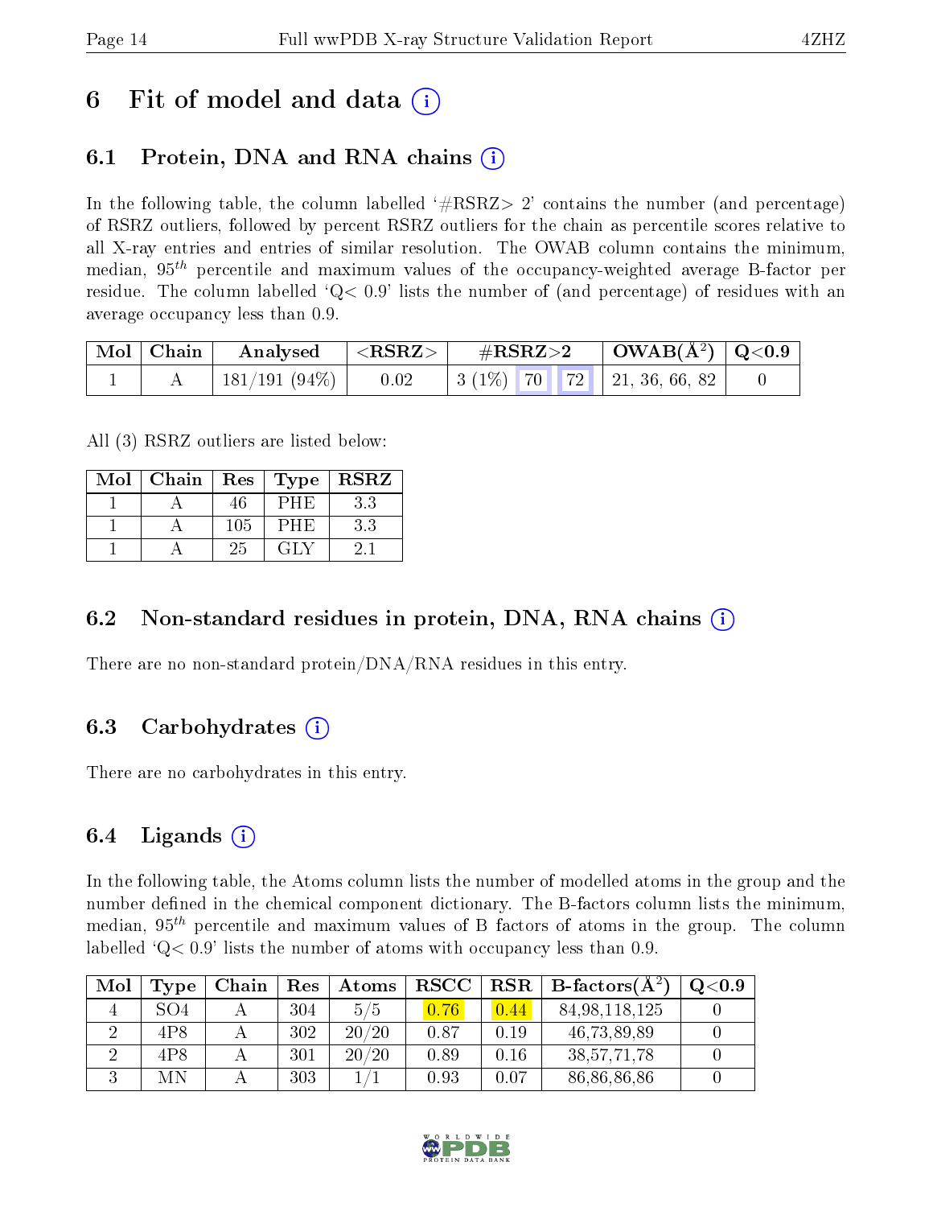# 6 Fit of model and data (i)

## 6.1 Protein, DNA and RNA chains (i)

In the following table, the column labelled '#RSRZ> 2' contains the number (and percentage) of RSRZ outliers, followed by percent RSRZ outliers for the chain as percentile scores relative to all X-ray entries and entries of similar resolution. The OWAB column contains the minimum, median, $95^{th}$ percentile and maximum values of the occupancy-weighted average B-factor per residue. The column labelled 'Q< 0.9' lists the number of (and percentage) of residues with an average occupancy less than 0.9.

| Mol | Chain | Analysed | <RSRZ> | #RSRZ>2 | | | OWAB(Å$^2$) | Q<0.9 |
|---|---|---|---|---|---|---|---|---|
| 1 | A | 181/191 (94%) | 0.02 | 3 (1%) | 70 | 72 | 21, 36, 66, 82 | 0 |

All (3) RSRZ outliers are listed below:

| Mol | Chain | Res | Type | RSRZ |
|---|---|---|---|---|
| 1 | A | 46 | PHE | 3.3 |
| 1 | A | 105 | PHE | 3.3 |
| 1 | A | 25 | GLY | 2.1 |

## 6.2 Non-standard residues in protein, DNA, RNA chains (i)

There are no non-standard protein/DNA/RNA residues in this entry.

## 6.3 Carbohydrates (i)

There are no carbohydrates in this entry.

## 6.4 Ligands (i)

In the following table, the Atoms column lists the number of modelled atoms in the group and the number defined in the chemical component dictionary. The B-factors column lists the minimum, median, $95^{th}$ percentile and maximum values of B factors of atoms in the group. The column labelled 'Q< 0.9' lists the number of atoms with occupancy less than 0.9.

| Mol | Type | Chain | Res | Atoms | RSCC | RSR | B-factors(Å$^2$) | Q<0.9 |
|---|---|---|---|---|---|---|---|---|
| 4 | SO4 | A | 304 | 5/5 | 0.76 | 0.44 | 84,98,118,125 | 0 |
| 2 | 4P8 | A | 302 | 20/20 | 0.87 | 0.19 | 46,73,89,89 | 0 |
| 2 | 4P8 | A | 301 | 20/20 | 0.89 | 0.16 | 38,57,71,78 | 0 |
| 3 | MN | A | 303 | 1/1 | 0.93 | 0.07 | 86,86,86,86 | 0 |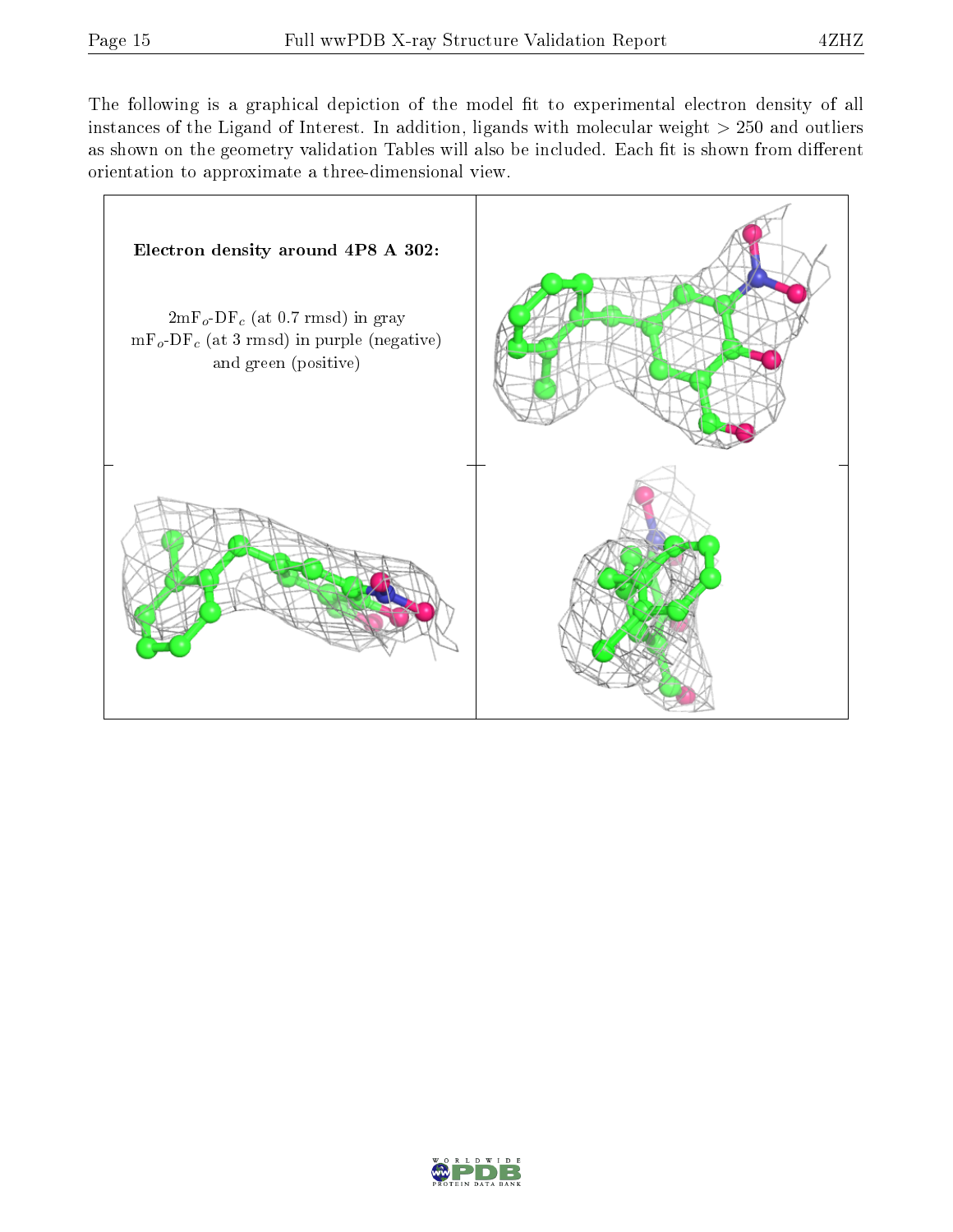The following is a graphical depiction of the model fit to experimental electron density of all instances of the Ligand of Interest. In addition, ligands with molecular weight > 250 and outliers as shown on the geometry validation Tables will also be included. Each fit is shown from different orientation to approximate a three-dimensional view.

**Electron density around 4P8 A 302:**

$2mF_o$-$DF_c$ (at 0.7 rmsd) in gray
$mF_o$-$DF_c$ (at 3 rmsd) in purple (negative)
and green (positive)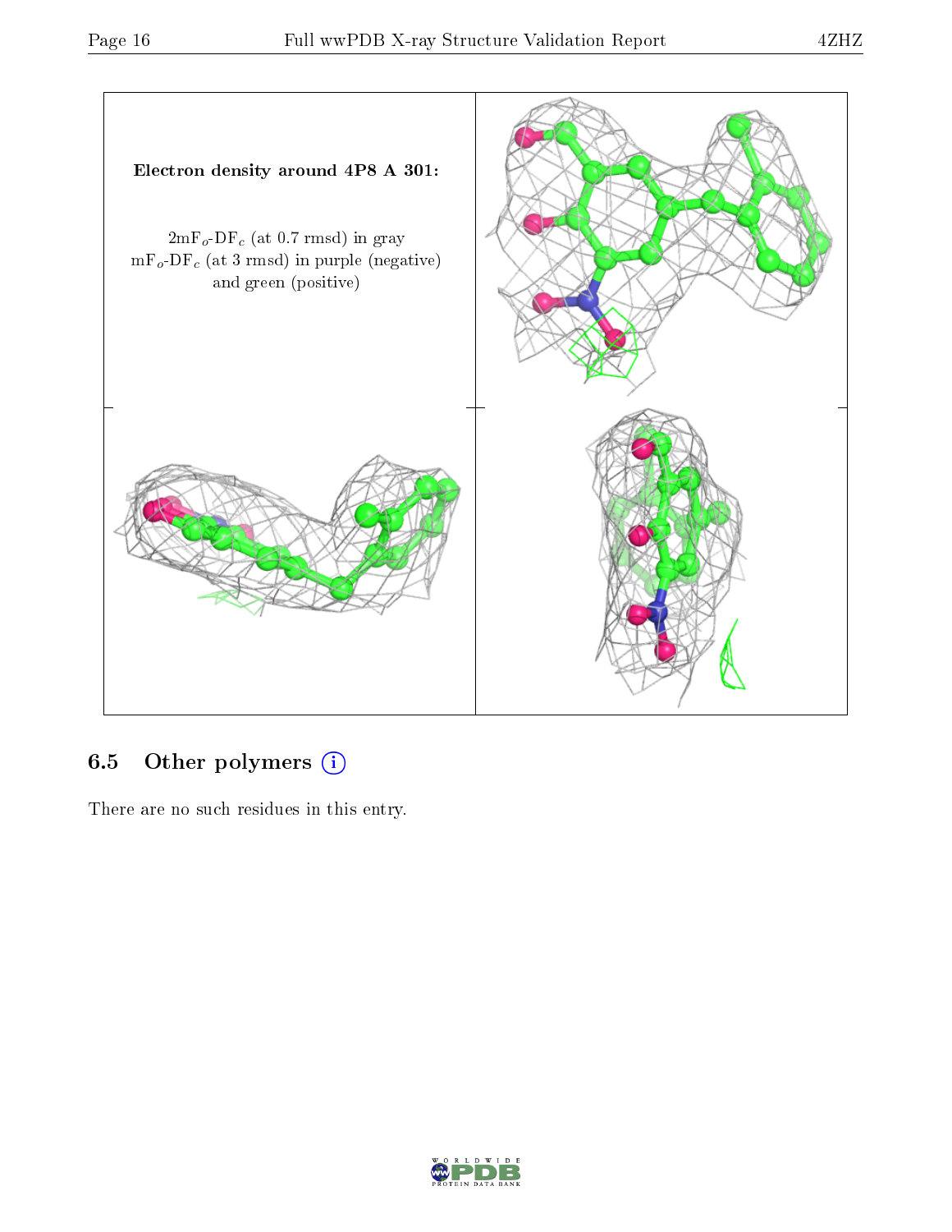**Electron density around 4P8 A 301:**

$2mF_o$-$DF_c$ (at 0.7 rmsd) in gray
$mF_o$-$DF_c$ (at 3 rmsd) in purple (negative)
and green (positive)

## 6.5 Other polymers

There are no such residues in this entry.